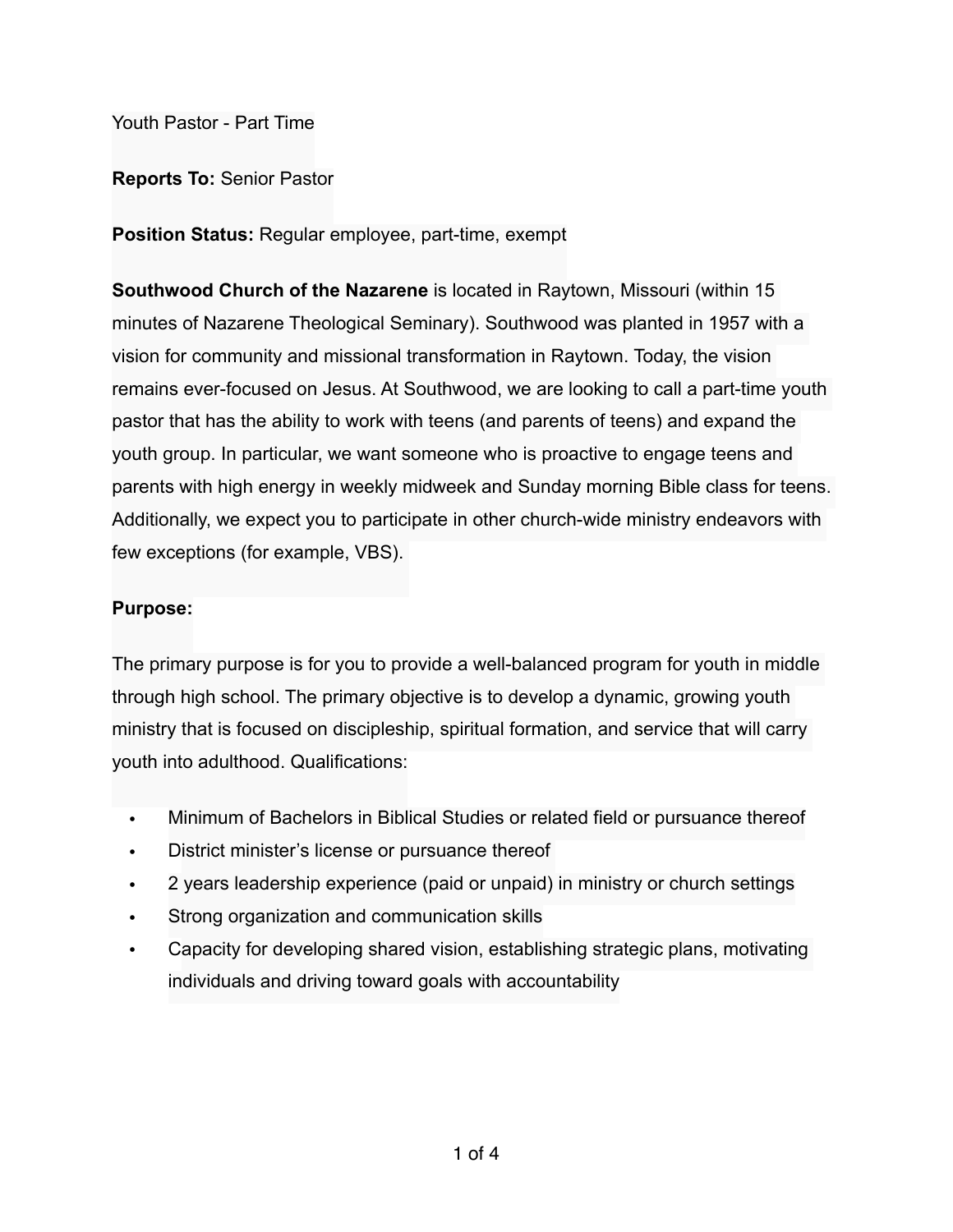Youth Pastor - Part Time

**Reports To:** Senior Pastor

**Position Status:** Regular employee, part-time, exempt

**Southwood Church of the Nazarene** is located in Raytown, Missouri (within 15 minutes of Nazarene Theological Seminary). Southwood was planted in 1957 with a vision for community and missional transformation in Raytown. Today, the vision remains ever-focused on Jesus. At Southwood, we are looking to call a part-time youth pastor that has the ability to work with teens (and parents of teens) and expand the youth group. In particular, we want someone who is proactive to engage teens and parents with high energy in weekly midweek and Sunday morning Bible class for teens. Additionally, we expect you to participate in other church-wide ministry endeavors with few exceptions (for example, VBS).

**Purpose:**

The primary purpose is for you to provide a well-balanced program for youth in middle through high school. The primary objective is to develop a dynamic, growing youth ministry that is focused on discipleship, spiritual formation, and service that will carry youth into adulthood. Qualifications:

- Minimum of Bachelors in Biblical Studies or related field or pursuance thereof
- District minister's license or pursuance thereof
- 2 years leadership experience (paid or unpaid) in ministry or church settings
- Strong organization and communication skills
- Capacity for developing shared vision, establishing strategic plans, motivating individuals and driving toward goals with accountability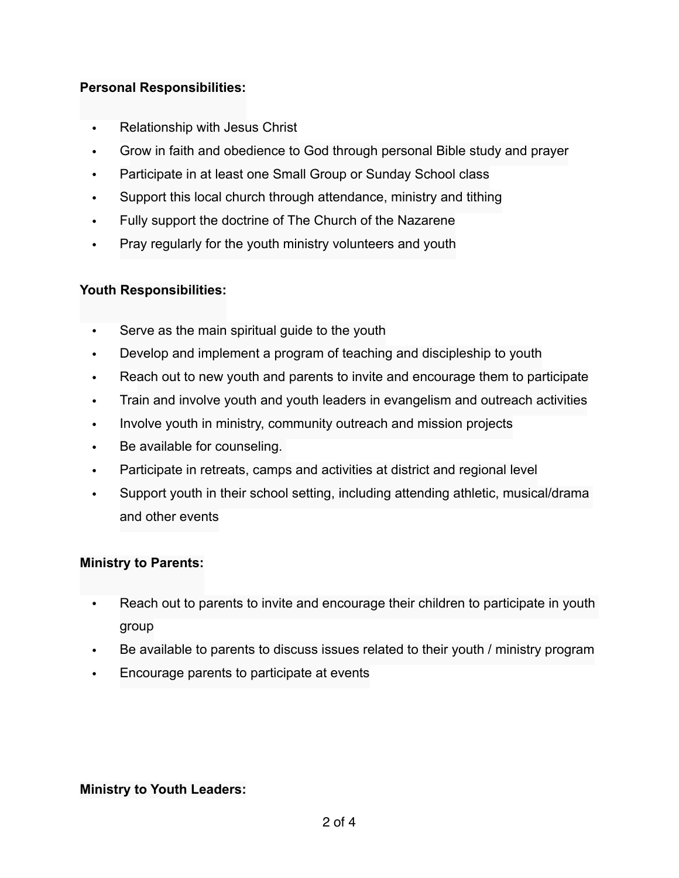**Personal Responsibilities:**

- Relationship with Jesus Christ
- Grow in faith and obedience to God through personal Bible study and prayer
- Participate in at least one Small Group or Sunday School class
- Support this local church through attendance, ministry and tithing
- Fully support the doctrine of The Church of the Nazarene
- Pray regularly for the youth ministry volunteers and youth

**Youth Responsibilities:**

- Serve as the main spiritual guide to the youth
- Develop and implement a program of teaching and discipleship to youth
- Reach out to new youth and parents to invite and encourage them to participate
- Train and involve youth and youth leaders in evangelism and outreach activities
- Involve youth in ministry, community outreach and mission projects
- Be available for counseling.
- Participate in retreats, camps and activities at district and regional level
- Support youth in their school setting, including attending athletic, musical/drama and other events

**Ministry to Parents:**

- Reach out to parents to invite and encourage their children to participate in youth group
- Be available to parents to discuss issues related to their youth / ministry program
- Encourage parents to participate at events

**Ministry to Youth Leaders:**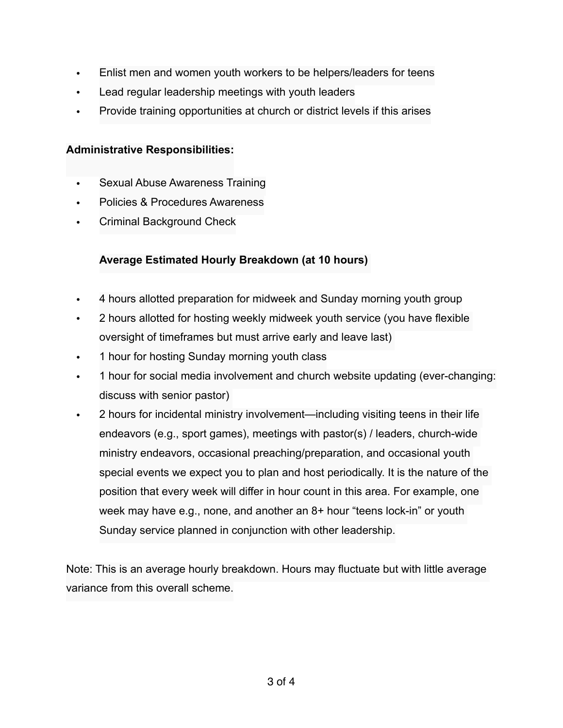- Enlist men and women youth workers to be helpers/leaders for teens
- Lead regular leadership meetings with youth leaders
- Provide training opportunities at church or district levels if this arises

**Administrative Responsibilities:**

- Sexual Abuse Awareness Training
- Policies & Procedures Awareness
- Criminal Background Check

**Average Estimated Hourly Breakdown (at 10 hours)**

- 4 hours allotted preparation for midweek and Sunday morning youth group
- 2 hours allotted for hosting weekly midweek youth service (you have flexible oversight of timeframes but must arrive early and leave last)
- 1 hour for hosting Sunday morning youth class
- 1 hour for social media involvement and church website updating (ever-changing: discuss with senior pastor)
- 2 hours for incidental ministry involvement—including visiting teens in their life endeavors (e.g., sport games), meetings with pastor(s) / leaders, church-wide ministry endeavors, occasional preaching/preparation, and occasional youth special events we expect you to plan and host periodically. It is the nature of the position that every week will differ in hour count in this area. For example, one week may have e.g., none, and another an 8+ hour "teens lock-in" or youth Sunday service planned in conjunction with other leadership.

Note: This is an average hourly breakdown. Hours may fluctuate but with little average variance from this overall scheme.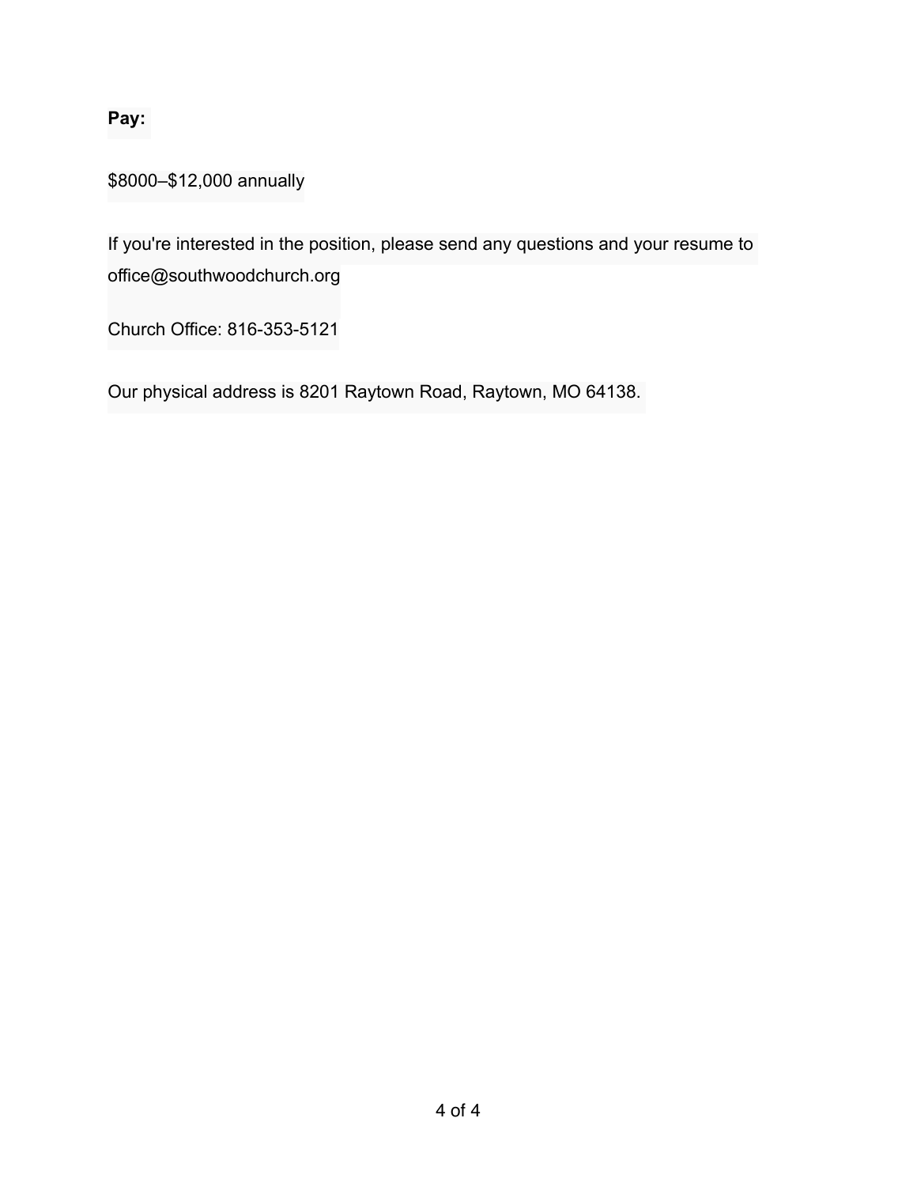**Pay:**

$8000–$12,000 annually

If you're interested in the position, please send any questions and your resume to office@southwoodchurch.org

Church Office: 816-353-5121

Our physical address is 8201 Raytown Road, Raytown, MO 64138.